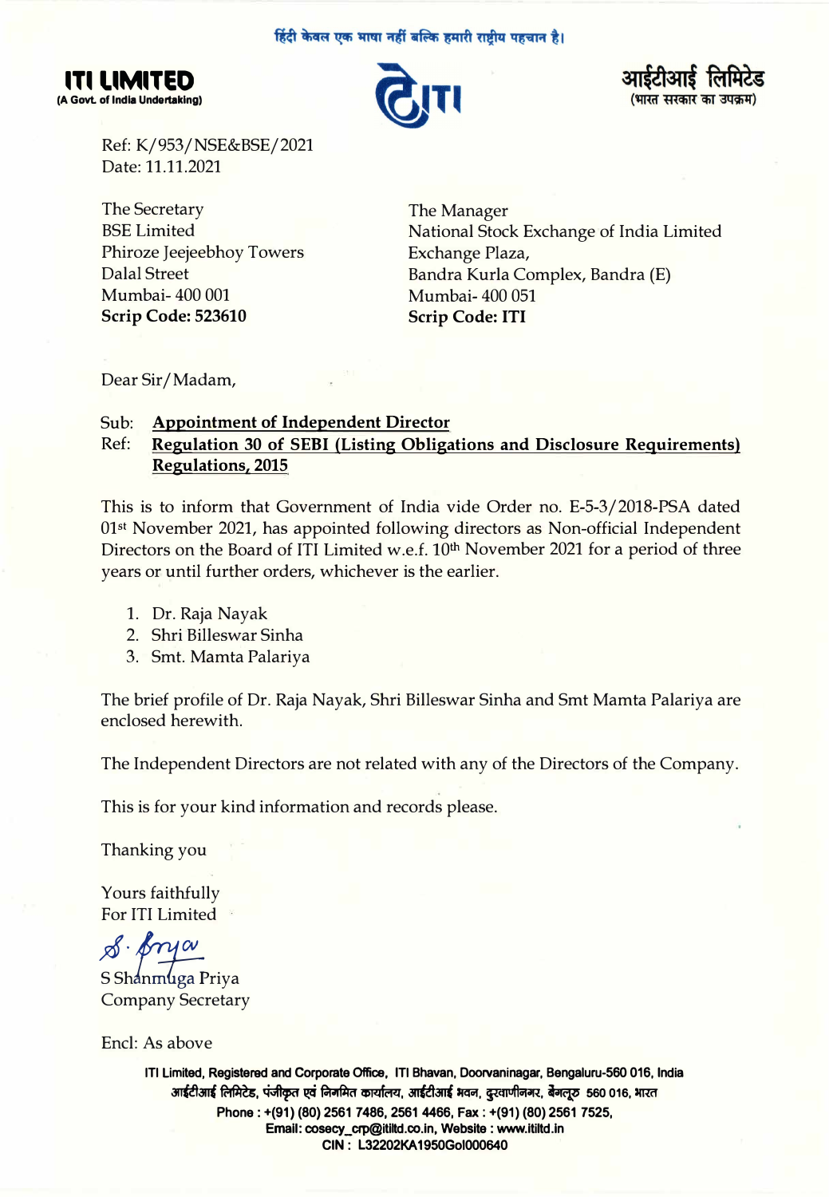हिंदी केवल एक भाषा नहीं बल्कि हमारी राष्ट्रीय पहचान है।

**ITI LIMITED**
**(A Govt. of India Undertaking)**

**आईटीआई लिमिटेड**
**(भारत सरकार का उपक्रम)**

Ref: K/953/NSE&BSE/2021
Date: 11.11.2021

The Secretary
BSE Limited
Phiroze Jeejeebhoy Towers
Dalal Street
Mumbai- 400 001
**Scrip Code: 523610**

The Manager
National Stock Exchange of India Limited
Exchange Plaza,
Bandra Kurla Complex, Bandra (E)
Mumbai- 400 051
**Scrip Code: ITI**

Dear Sir/Madam,

Sub: **Appointment of Independent Director**
Ref: **Regulation 30 of SEBI (Listing Obligations and Disclosure Requirements) Regulations, 2015**

This is to inform that Government of India vide Order no. E-5-3/2018-PSA dated 01st November 2021, has appointed following directors as Non-official Independent Directors on the Board of ITI Limited w.e.f. 10th November 2021 for a period of three years or until further orders, whichever is the earlier.

1. Dr. Raja Nayak
2. Shri Billeswar Sinha
3. Smt. Mamta Palariya

The brief profile of Dr. Raja Nayak, Shri Billeswar Sinha and Smt Mamta Palariya are enclosed herewith.

The Independent Directors are not related with any of the Directors of the Company.

This is for your kind information and records please.

Thanking you

Yours faithfully
For ITI Limited

S Shanmuga Priya
Company Secretary

Encl: As above

ITI Limited, Registered and Corporate Office, ITI Bhavan, Doorvaninagar, Bengaluru-560 016, India
आईटीआई लिमिटेड, पंजीकृत एवं निगमित कार्यालय, आईटीआई भवन, दूरवाणीनगर, बेंगलूरु 560 016, भारत
Phone : +(91) (80) 2561 7486, 2561 4466, Fax : +(91) (80) 2561 7525,
Email: cosecy_crp@itiltd.co.in, Website : www.itiltd.in
CIN : L32202KA1950GoI000640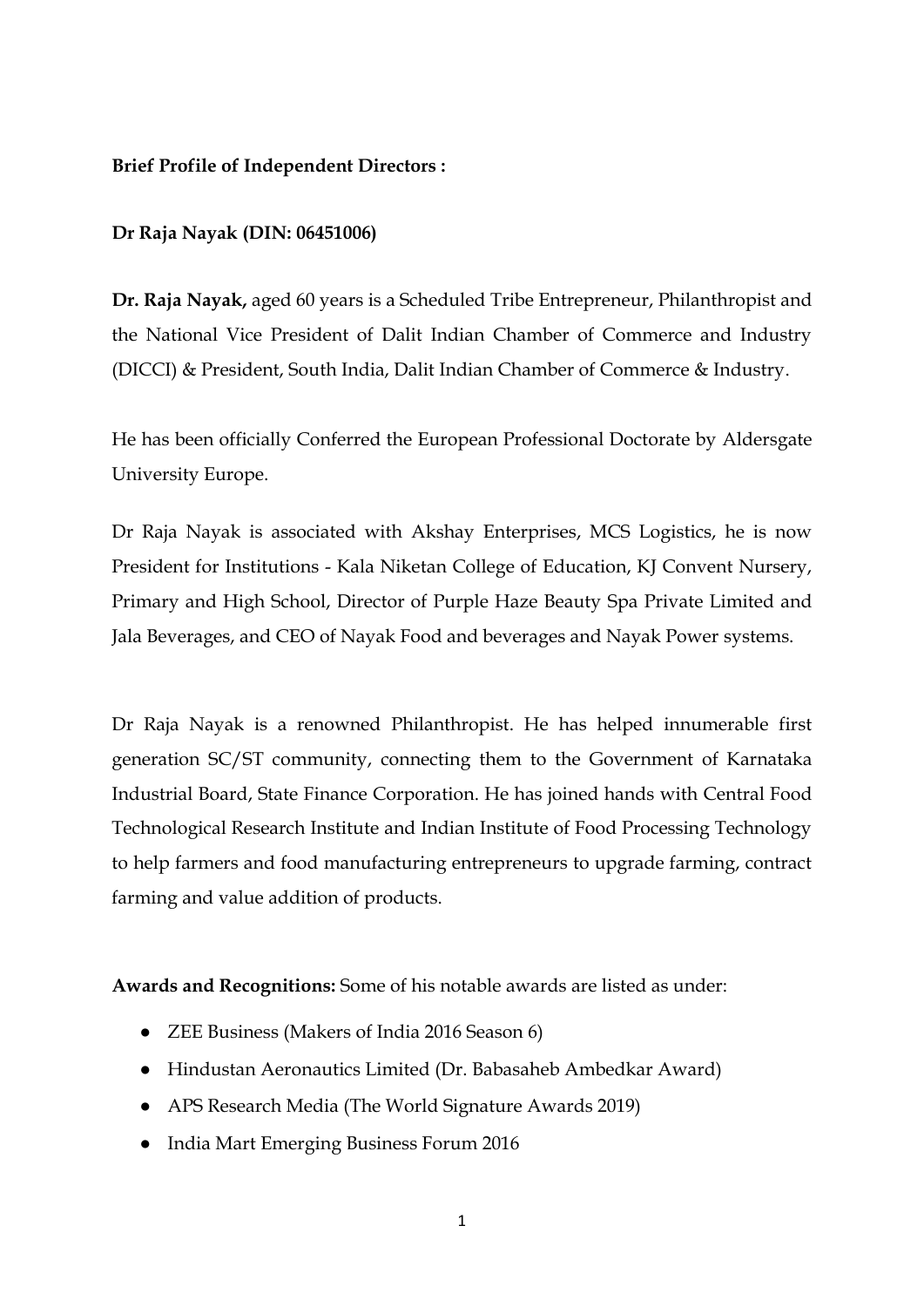**Brief Profile of Independent Directors :**

**Dr Raja Nayak (DIN: 06451006)**

**Dr. Raja Nayak,** aged 60 years is a Scheduled Tribe Entrepreneur, Philanthropist and the National Vice President of Dalit Indian Chamber of Commerce and Industry (DICCI) & President, South India, Dalit Indian Chamber of Commerce & Industry.

He has been officially Conferred the European Professional Doctorate by Aldersgate University Europe.

Dr Raja Nayak is associated with Akshay Enterprises, MCS Logistics, he is now President for Institutions - Kala Niketan College of Education, KJ Convent Nursery, Primary and High School, Director of Purple Haze Beauty Spa Private Limited and Jala Beverages, and CEO of Nayak Food and beverages and Nayak Power systems.

Dr Raja Nayak is a renowned Philanthropist. He has helped innumerable first generation SC/ST community, connecting them to the Government of Karnataka Industrial Board, State Finance Corporation. He has joined hands with Central Food Technological Research Institute and Indian Institute of Food Processing Technology to help farmers and food manufacturing entrepreneurs to upgrade farming, contract farming and value addition of products.

**Awards and Recognitions:** Some of his notable awards are listed as under:

- ZEE Business (Makers of India 2016 Season 6)
- Hindustan Aeronautics Limited (Dr. Babasaheb Ambedkar Award)
- APS Research Media (The World Signature Awards 2019)
- India Mart Emerging Business Forum 2016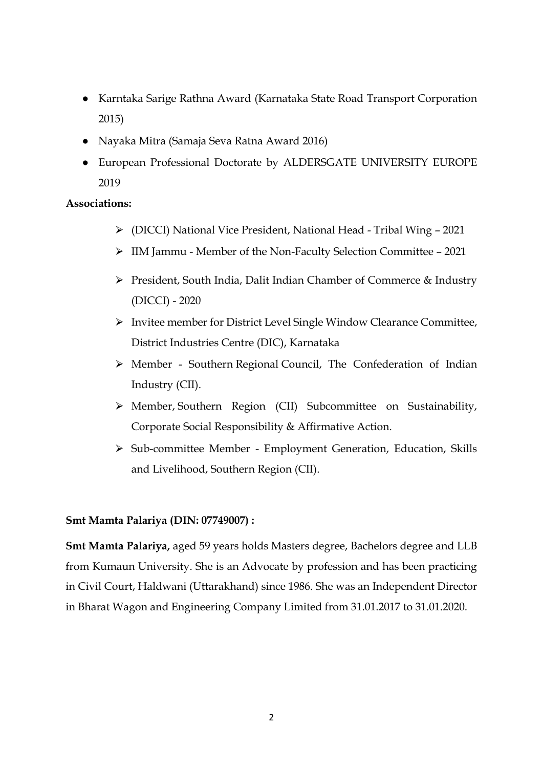- Karntaka Sarige Rathna Award (Karnataka State Road Transport Corporation 2015)
- Nayaka Mitra (Samaja Seva Ratna Award 2016)
- European Professional Doctorate by ALDERSGATE UNIVERSITY EUROPE 2019

**Associations:**

- (DICCI) National Vice President, National Head - Tribal Wing – 2021
- IIM Jammu - Member of the Non-Faculty Selection Committee – 2021
- President, South India, Dalit Indian Chamber of Commerce & Industry (DICCI) - 2020
- Invitee member for District Level Single Window Clearance Committee, District Industries Centre (DIC), Karnataka
- Member - Southern Regional Council, The Confederation of Indian Industry (CII).
- Member, Southern Region (CII) Subcommittee on Sustainability, Corporate Social Responsibility & Affirmative Action.
- Sub-committee Member - Employment Generation, Education, Skills and Livelihood, Southern Region (CII).

**Smt Mamta Palariya (DIN: 07749007) :**

**Smt Mamta Palariya,** aged 59 years holds Masters degree, Bachelors degree and LLB from Kumaun University. She is an Advocate by profession and has been practicing in Civil Court, Haldwani (Uttarakhand) since 1986. She was an Independent Director in Bharat Wagon and Engineering Company Limited from 31.01.2017 to 31.01.2020.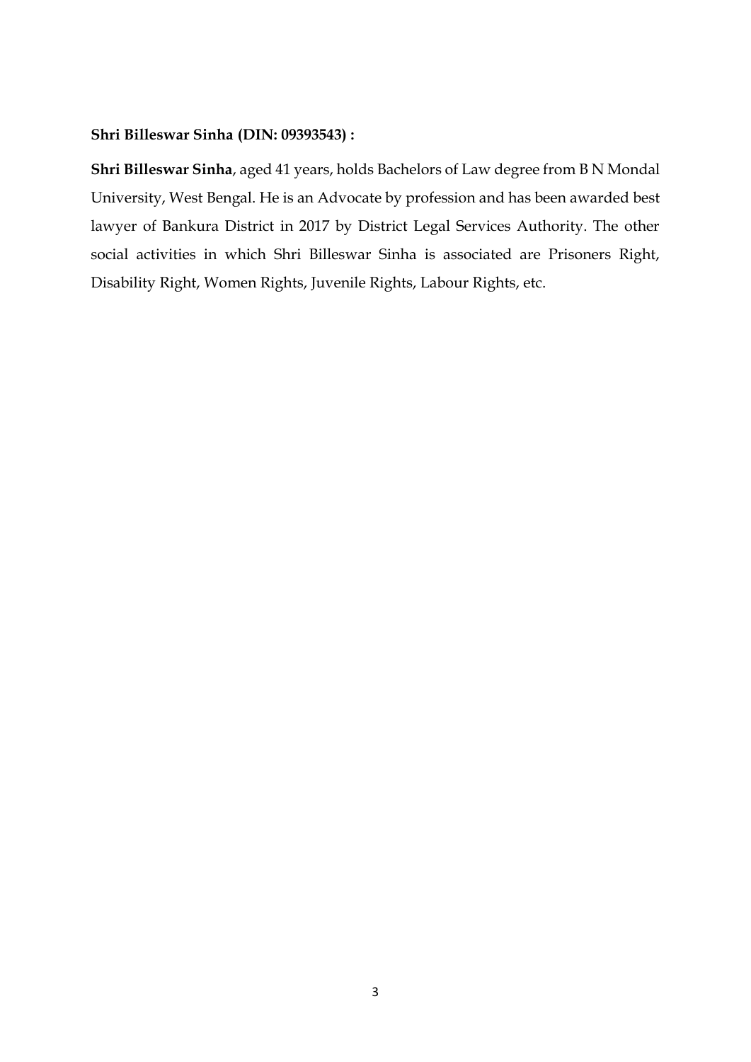**Shri Billeswar Sinha (DIN: 09393543) :**

**Shri Billeswar Sinha**, aged 41 years, holds Bachelors of Law degree from B N Mondal University, West Bengal. He is an Advocate by profession and has been awarded best lawyer of Bankura District in 2017 by District Legal Services Authority. The other social activities in which Shri Billeswar Sinha is associated are Prisoners Right, Disability Right, Women Rights, Juvenile Rights, Labour Rights, etc.